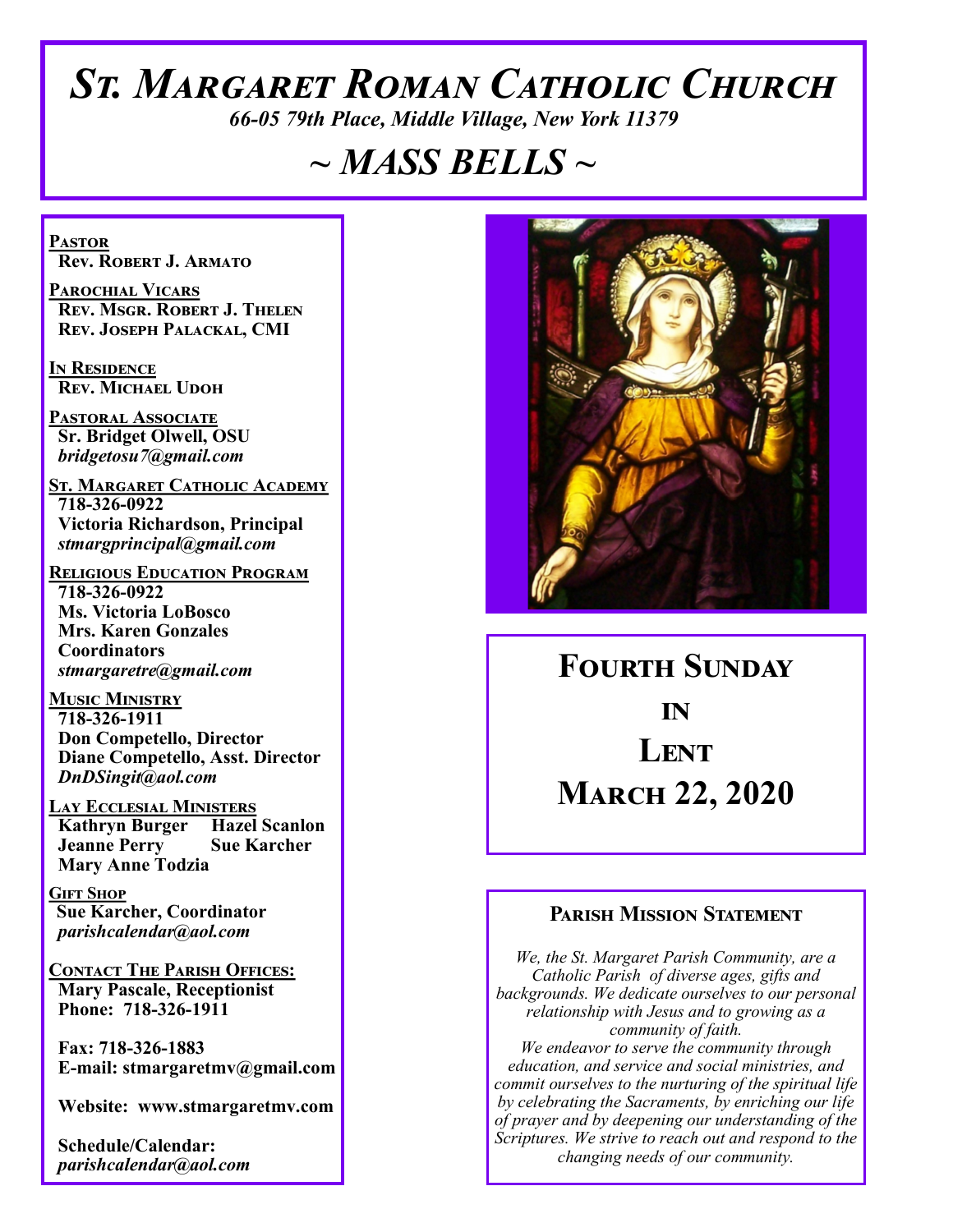# St. Margaret Roman Catholic Church

*66-05 79th Place, Middle Village, New York 11379*

# ~ MASS BELLS ~

**Pastor**
Rev. Robert J. Armato

**Parochial Vicars**
Rev. Msgr. Robert J. Thelen
Rev. Joseph Palackal, CMI

**In Residence**
Rev. Michael Udoh

**Pastoral Associate**
Sr. Bridget Olwell, OSU
*bridgetosu7@gmail.com*

**St. Margaret Catholic Academy**
718-326-0922
Victoria Richardson, Principal
*stmargprincipal@gmail.com*

**Religious Education Program**
718-326-0922
Ms. Victoria LoBosco
Mrs. Karen Gonzales
Coordinators
*stmargaretre@gmail.com*

**Music Ministry**
718-326-1911
Don Competello, Director
Diane Competello, Asst. Director
*DnDSingit@aol.com*

**Lay Ecclesial Ministers**
Kathryn Burger
Hazel Scanlon
Jeanne Perry
Sue Karcher
Mary Anne Todzia

**Gift Shop**
Sue Karcher, Coordinator
*parishcalendar@aol.com*

**Contact The Parish Offices:**
Mary Pascale, Receptionist
Phone: 718-326-1911

Fax: 718-326-1883
E-mail: stmargaretmv@gmail.com

Website: www.stmargaretmv.com

Schedule/Calendar:
*parishcalendar@aol.com*

## Fourth Sunday in Lent
## March 22, 2020

### Parish Mission Statement

*We, the St. Margaret Parish Community, are a Catholic Parish of diverse ages, gifts and backgrounds. We dedicate ourselves to our personal relationship with Jesus and to growing as a community of faith.*
*We endeavor to serve the community through education, and service and social ministries, and commit ourselves to the nurturing of the spiritual life by celebrating the Sacraments, by enriching our life of prayer and by deepening our understanding of the Scriptures. We strive to reach out and respond to the changing needs of our community.*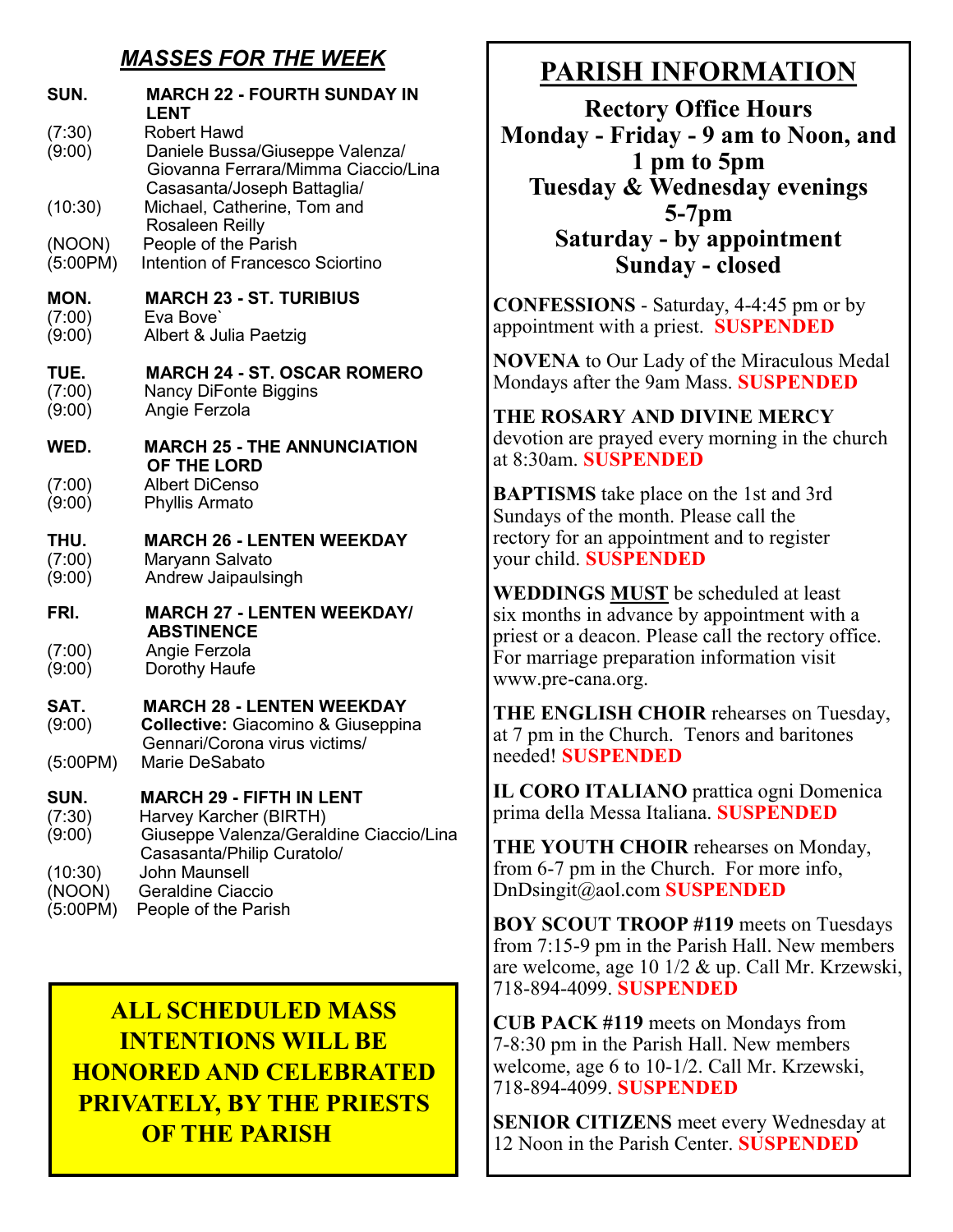## *MASSES FOR THE WEEK*

**SUN. MARCH 22 - FOURTH SUNDAY IN LENT**
(7:30) Robert Hawd
(9:00) Daniele Bussa/Giuseppe Valenza/ Giovanna Ferrara/Mimma Ciaccio/Lina Casasanta/Joseph Battaglia/
(10:30) Michael, Catherine, Tom and Rosaleen Reilly
(NOON) People of the Parish
(5:00PM) Intention of Francesco Sciortino

**MON. MARCH 23 - ST. TURIBIUS**
(7:00) Eva Bove`
(9:00) Albert & Julia Paetzig

**TUE. MARCH 24 - ST. OSCAR ROMERO**
(7:00) Nancy DiFonte Biggins
(9:00) Angie Ferzola

**WED. MARCH 25 - THE ANNUNCIATION OF THE LORD**
(7:00) Albert DiCenso
(9:00) Phyllis Armato

**THU. MARCH 26 - LENTEN WEEKDAY**
(7:00) Maryann Salvato
(9:00) Andrew Jaipaulsingh

**FRI. MARCH 27 - LENTEN WEEKDAY/ ABSTINENCE**
(7:00) Angie Ferzola
(9:00) Dorothy Haufe

**SAT. MARCH 28 - LENTEN WEEKDAY**
(9:00) **Collective:** Giacomino & Giuseppina Gennari/Corona virus victims/
(5:00PM) Marie DeSabato

**SUN. MARCH 29 - FIFTH IN LENT**
(7:30) Harvey Karcher (BIRTH)
(9:00) Giuseppe Valenza/Geraldine Ciaccio/Lina Casasanta/Philip Curatolo/
(10:30) John Maunsell
(NOON) Geraldine Ciaccio
(5:00PM) People of the Parish

**ALL SCHEDULED MASS INTENTIONS WILL BE HONORED AND CELEBRATED PRIVATELY, BY THE PRIESTS OF THE PARISH**

# PARISH INFORMATION

**Rectory Office Hours**
**Monday - Friday - 9 am to Noon, and 1 pm to 5pm**
**Tuesday & Wednesday evenings 5-7pm**
**Saturday - by appointment**
**Sunday - closed**

**CONFESSIONS** - Saturday, 4-4:45 pm or by appointment with a priest. **SUSPENDED**

**NOVENA** to Our Lady of the Miraculous Medal Mondays after the 9am Mass. **SUSPENDED**

**THE ROSARY AND DIVINE MERCY** devotion are prayed every morning in the church at 8:30am. **SUSPENDED**

**BAPTISMS** take place on the 1st and 3rd Sundays of the month. Please call the rectory for an appointment and to register your child. **SUSPENDED**

**WEDDINGS MUST** be scheduled at least six months in advance by appointment with a priest or a deacon. Please call the rectory office. For marriage preparation information visit www.pre-cana.org.

**THE ENGLISH CHOIR** rehearses on Tuesday, at 7 pm in the Church. Tenors and baritones needed! **SUSPENDED**

**IL CORO ITALIANO** prattica ogni Domenica prima della Messa Italiana. **SUSPENDED**

**THE YOUTH CHOIR** rehearses on Monday, from 6-7 pm in the Church. For more info, DnDsingit@aol.com **SUSPENDED**

**BOY SCOUT TROOP #119** meets on Tuesdays from 7:15-9 pm in the Parish Hall. New members are welcome, age 10 1/2 & up. Call Mr. Krzewski, 718-894-4099. **SUSPENDED**

**CUB PACK #119** meets on Mondays from 7-8:30 pm in the Parish Hall. New members welcome, age 6 to 10-1/2. Call Mr. Krzewski, 718-894-4099. **SUSPENDED**

**SENIOR CITIZENS** meet every Wednesday at 12 Noon in the Parish Center. **SUSPENDED**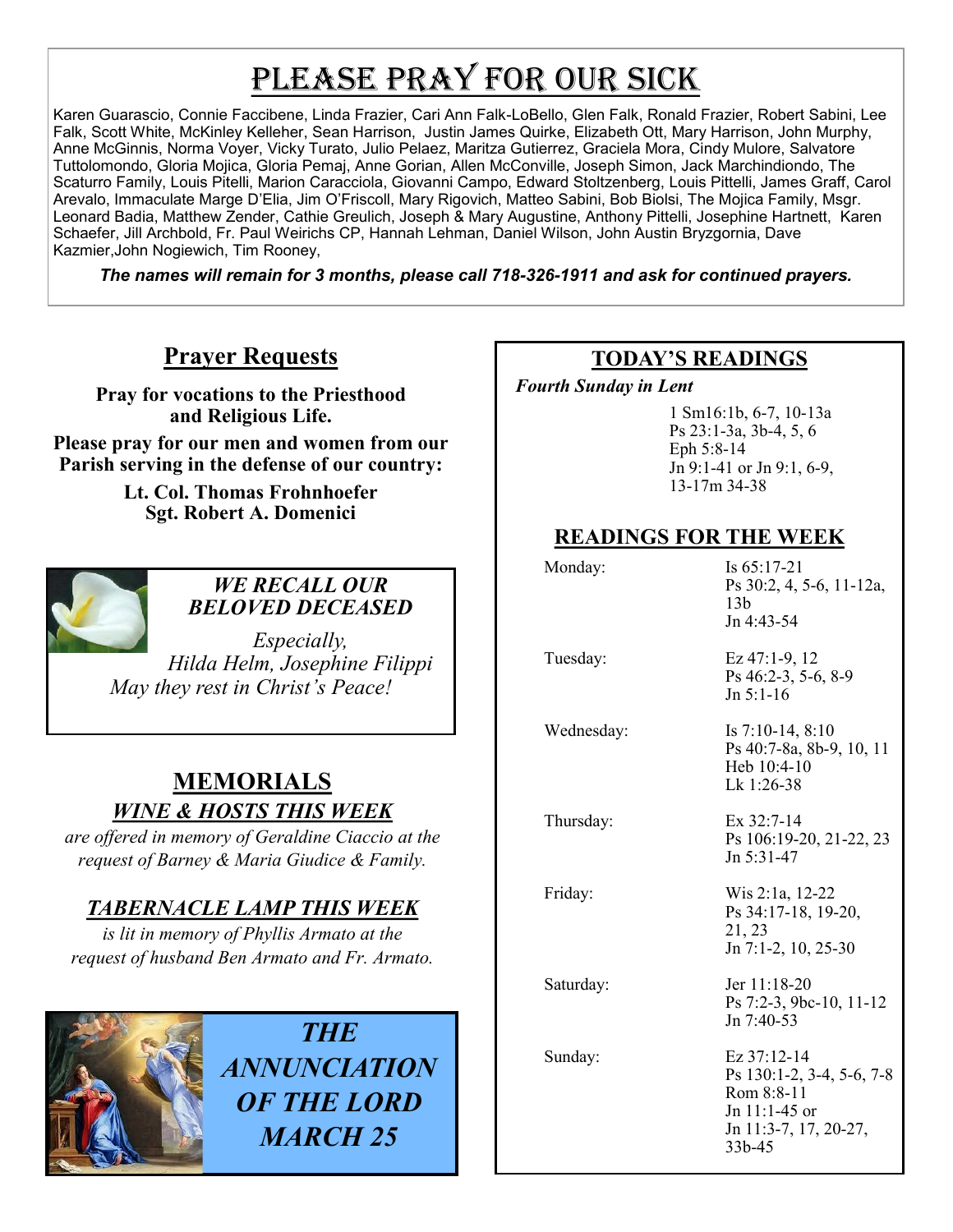# PLEASE PRAY FOR OUR SICK

Karen Guarascio, Connie Faccibene, Linda Frazier, Cari Ann Falk-LoBello, Glen Falk, Ronald Frazier, Robert Sabini, Lee Falk, Scott White, McKinley Kelleher, Sean Harrison, Justin James Quirke, Elizabeth Ott, Mary Harrison, John Murphy, Anne McGinnis, Norma Voyer, Vicky Turato, Julio Pelaez, Maritza Gutierrez, Graciela Mora, Cindy Mulore, Salvatore Tuttolomondo, Gloria Mojica, Gloria Pemaj, Anne Gorian, Allen McConville, Joseph Simon, Jack Marchindiondo, The Scaturro Family, Louis Pitelli, Marion Caracciola, Giovanni Campo, Edward Stoltzenberg, Louis Pittelli, James Graff, Carol Arevalo, Immaculate Marge D'Elia, Jim O'Friscoll, Mary Rigovich, Matteo Sabini, Bob Biolsi, The Mojica Family, Msgr. Leonard Badia, Matthew Zender, Cathie Greulich, Joseph & Mary Augustine, Anthony Pittelli, Josephine Hartnett, Karen Schaefer, Jill Archbold, Fr. Paul Weirichs CP, Hannah Lehman, Daniel Wilson, John Austin Bryzgornia, Dave Kazmier,John Nogiewich, Tim Rooney,

***The names will remain for 3 months, please call 718-326-1911 and ask for continued prayers.***

## Prayer Requests

**Pray for vocations to the Priesthood and Religious Life.**

**Please pray for our men and women from our Parish serving in the defense of our country:**

**Lt. Col. Thomas Frohnhoefer**
**Sgt. Robert A. Domenici**

***WE RECALL OUR BELOVED DECEASED***

*Especially,*
*Hilda Helm, Josephine Filippi*
*May they rest in Christ's Peace!*

## MEMORIALS

### *WINE & HOSTS THIS WEEK*

*are offered in memory of Geraldine Ciaccio at the request of Barney & Maria Giudice & Family.*

### *TABERNACLE LAMP THIS WEEK*

*is lit in memory of Phyllis Armato at the request of husband Ben Armato and Fr. Armato.*

***THE ANNUNCIATION OF THE LORD MARCH 25***

## TODAY'S READINGS

***Fourth Sunday in Lent***

1 Sm16:1b, 6-7, 10-13a
Ps 23:1-3a, 3b-4, 5, 6
Eph 5:8-14
Jn 9:1-41 or Jn 9:1, 6-9, 13-17m 34-38

## READINGS FOR THE WEEK

| | |
|---|---|
| Monday: | Is 65:17-21<br>Ps 30:2, 4, 5-6, 11-12a, 13b<br>Jn 4:43-54 |
| Tuesday: | Ez 47:1-9, 12<br>Ps 46:2-3, 5-6, 8-9<br>Jn 5:1-16 |
| Wednesday: | Is 7:10-14, 8:10<br>Ps 40:7-8a, 8b-9, 10, 11<br>Heb 10:4-10<br>Lk 1:26-38 |
| Thursday: | Ex 32:7-14<br>Ps 106:19-20, 21-22, 23<br>Jn 5:31-47 |
| Friday: | Wis 2:1a, 12-22<br>Ps 34:17-18, 19-20, 21, 23<br>Jn 7:1-2, 10, 25-30 |
| Saturday: | Jer 11:18-20<br>Ps 7:2-3, 9bc-10, 11-12<br>Jn 7:40-53 |
| Sunday: | Ez 37:12-14<br>Ps 130:1-2, 3-4, 5-6, 7-8<br>Rom 8:8-11<br>Jn 11:1-45 or<br>Jn 11:3-7, 17, 20-27, 33b-45 |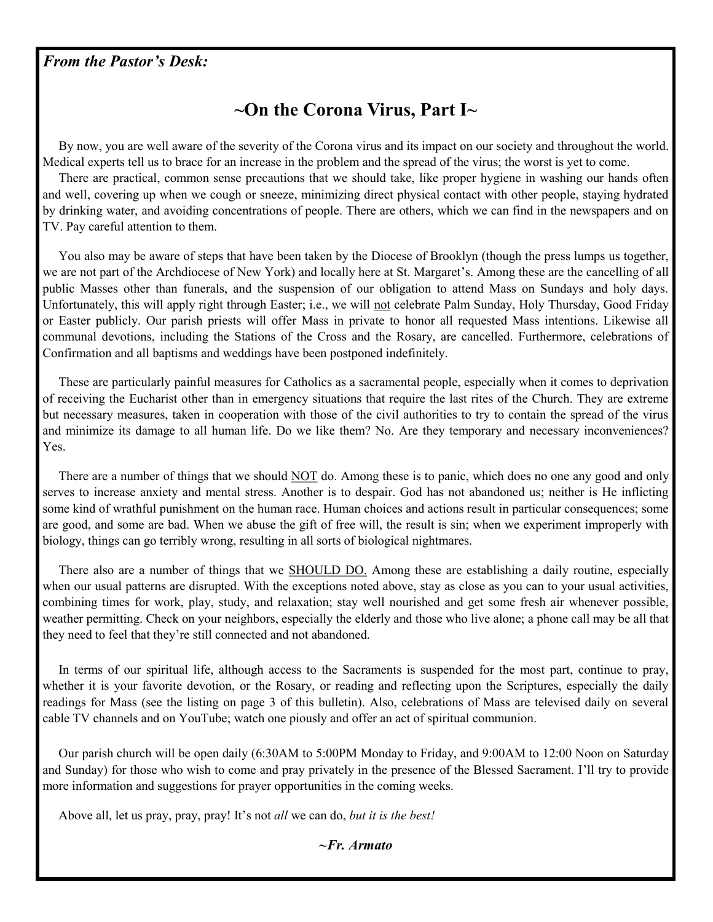***From the Pastor's Desk:***

## ~On the Corona Virus, Part I~

By now, you are well aware of the severity of the Corona virus and its impact on our society and throughout the world. Medical experts tell us to brace for an increase in the problem and the spread of the virus; the worst is yet to come.

There are practical, common sense precautions that we should take, like proper hygiene in washing our hands often and well, covering up when we cough or sneeze, minimizing direct physical contact with other people, staying hydrated by drinking water, and avoiding concentrations of people. There are others, which we can find in the newspapers and on TV. Pay careful attention to them.

You also may be aware of steps that have been taken by the Diocese of Brooklyn (though the press lumps us together, we are not part of the Archdiocese of New York) and locally here at St. Margaret's. Among these are the cancelling of all public Masses other than funerals, and the suspension of our obligation to attend Mass on Sundays and holy days. Unfortunately, this will apply right through Easter; i.e., we will <u>not</u> celebrate Palm Sunday, Holy Thursday, Good Friday or Easter publicly. Our parish priests will offer Mass in private to honor all requested Mass intentions. Likewise all communal devotions, including the Stations of the Cross and the Rosary, are cancelled. Furthermore, celebrations of Confirmation and all baptisms and weddings have been postponed indefinitely.

These are particularly painful measures for Catholics as a sacramental people, especially when it comes to deprivation of receiving the Eucharist other than in emergency situations that require the last rites of the Church. They are extreme but necessary measures, taken in cooperation with those of the civil authorities to try to contain the spread of the virus and minimize its damage to all human life. Do we like them? No. Are they temporary and necessary inconveniences? Yes.

There are a number of things that we should <u>NOT</u> do. Among these is to panic, which does no one any good and only serves to increase anxiety and mental stress. Another is to despair. God has not abandoned us; neither is He inflicting some kind of wrathful punishment on the human race. Human choices and actions result in particular consequences; some are good, and some are bad. When we abuse the gift of free will, the result is sin; when we experiment improperly with biology, things can go terribly wrong, resulting in all sorts of biological nightmares.

There also are a number of things that we <u>SHOULD DO.</u> Among these are establishing a daily routine, especially when our usual patterns are disrupted. With the exceptions noted above, stay as close as you can to your usual activities, combining times for work, play, study, and relaxation; stay well nourished and get some fresh air whenever possible, weather permitting. Check on your neighbors, especially the elderly and those who live alone; a phone call may be all that they need to feel that they're still connected and not abandoned.

In terms of our spiritual life, although access to the Sacraments is suspended for the most part, continue to pray, whether it is your favorite devotion, or the Rosary, or reading and reflecting upon the Scriptures, especially the daily readings for Mass (see the listing on page 3 of this bulletin). Also, celebrations of Mass are televised daily on several cable TV channels and on YouTube; watch one piously and offer an act of spiritual communion.

Our parish church will be open daily (6:30AM to 5:00PM Monday to Friday, and 9:00AM to 12:00 Noon on Saturday and Sunday) for those who wish to come and pray privately in the presence of the Blessed Sacrament. I'll try to provide more information and suggestions for prayer opportunities in the coming weeks.

Above all, let us pray, pray, pray! It's not *all* we can do, *but it is the best!*

***~Fr. Armato***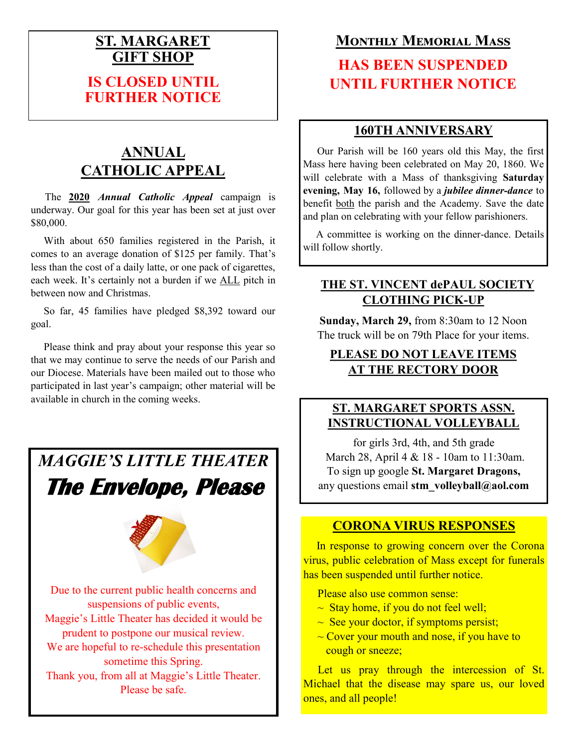## ST. MARGARET GIFT SHOP

**IS CLOSED UNTIL FURTHER NOTICE**

## ANNUAL CATHOLIC APPEAL

The **2020** ***Annual Catholic Appeal*** campaign is underway. Our goal for this year has been set at just over $80,000.

With about 650 families registered in the Parish, it comes to an average donation of $125 per family. That's less than the cost of a daily latte, or one pack of cigarettes, each week. It's certainly not a burden if we ALL pitch in between now and Christmas.

So far, 45 families have pledged $8,392 toward our goal.

Please think and pray about your response this year so that we may continue to serve the needs of our Parish and our Diocese. Materials have been mailed out to those who participated in last year's campaign; other material will be available in church in the coming weeks.

## *MAGGIE'S LITTLE THEATER*

## *The Envelope, Please*

Due to the current public health concerns and suspensions of public events, Maggie's Little Theater has decided it would be prudent to postpone our musical review. We are hopeful to re-schedule this presentation sometime this Spring. Thank you, from all at Maggie's Little Theater. Please be safe.

## MONTHLY MEMORIAL MASS

**HAS BEEN SUSPENDED UNTIL FURTHER NOTICE**

## 160TH ANNIVERSARY

Our Parish will be 160 years old this May, the first Mass here having been celebrated on May 20, 1860. We will celebrate with a Mass of thanksgiving **Saturday evening, May 16,** followed by a ***jubilee dinner-dance*** to benefit both the parish and the Academy. Save the date and plan on celebrating with your fellow parishioners.

A committee is working on the dinner-dance. Details will follow shortly.

## THE ST. VINCENT dePAUL SOCIETY CLOTHING PICK-UP

**Sunday, March 29,** from 8:30am to 12 Noon
The truck will be on 79th Place for your items.

**PLEASE DO NOT LEAVE ITEMS AT THE RECTORY DOOR**

## ST. MARGARET SPORTS ASSN. INSTRUCTIONAL VOLLEYBALL

for girls 3rd, 4th, and 5th grade
March 28, April 4 & 18 - 10am to 11:30am.
To sign up google **St. Margaret Dragons,**
any questions email **stm_volleyball@aol.com**

## CORONA VIRUS RESPONSES

In response to growing concern over the Corona virus, public celebration of Mass except for funerals has been suspended until further notice.

Please also use common sense:

- ~ Stay home, if you do not feel well;
- ~ See your doctor, if symptoms persist;
- ~ Cover your mouth and nose, if you have to cough or sneeze;

Let us pray through the intercession of St. Michael that the disease may spare us, our loved ones, and all people!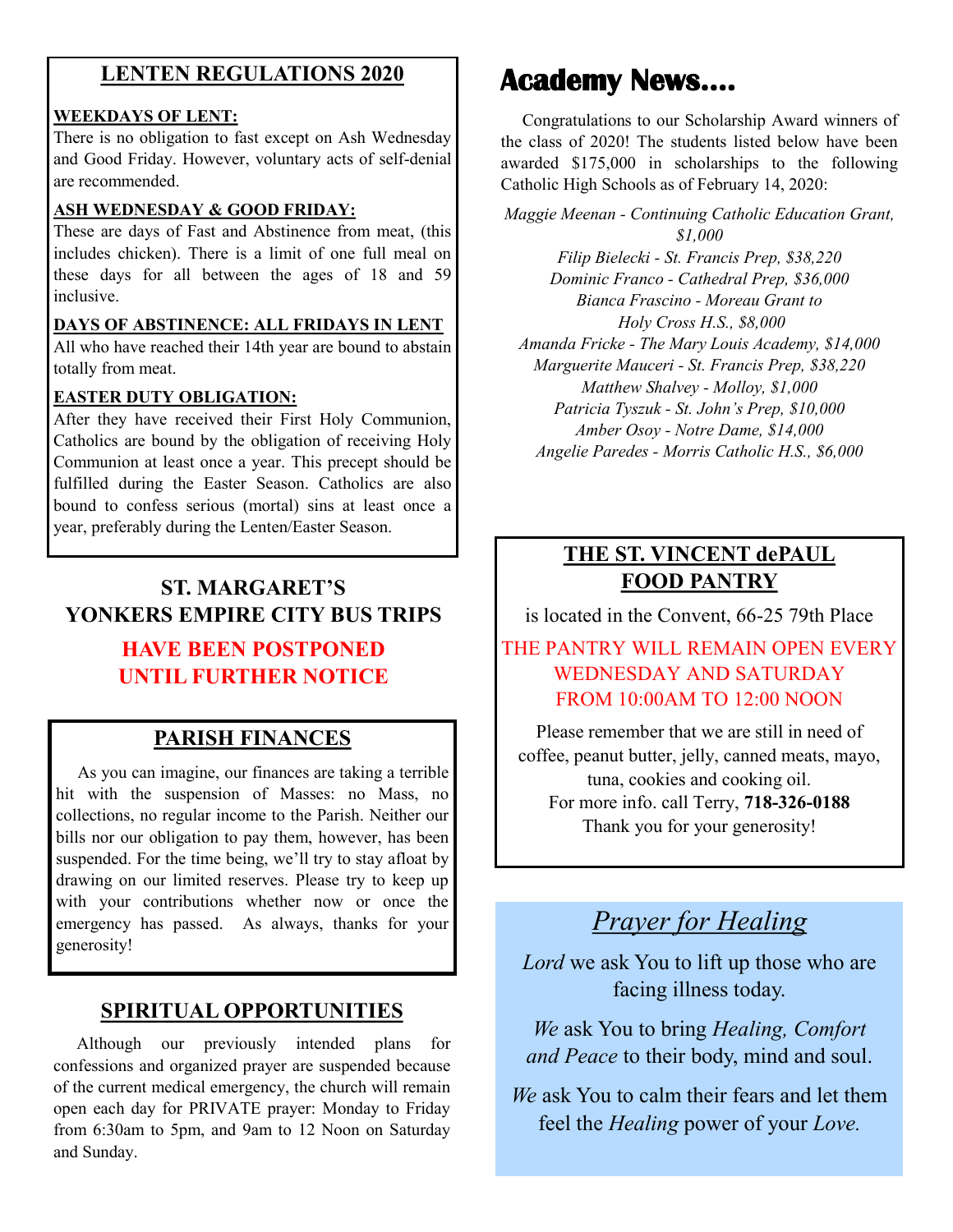## LENTEN REGULATIONS 2020

**WEEKDAYS OF LENT:**
There is no obligation to fast except on Ash Wednesday and Good Friday. However, voluntary acts of self-denial are recommended.

**ASH WEDNESDAY & GOOD FRIDAY:**
These are days of Fast and Abstinence from meat, (this includes chicken). There is a limit of one full meal on these days for all between the ages of 18 and 59 inclusive.

**DAYS OF ABSTINENCE: ALL FRIDAYS IN LENT**
All who have reached their 14th year are bound to abstain totally from meat.

**EASTER DUTY OBLIGATION:**
After they have received their First Holy Communion, Catholics are bound by the obligation of receiving Holy Communion at least once a year. This precept should be fulfilled during the Easter Season. Catholics are also bound to confess serious (mortal) sins at least once a year, preferably during the Lenten/Easter Season.

## ST. MARGARET'S YONKERS EMPIRE CITY BUS TRIPS

**HAVE BEEN POSTPONED UNTIL FURTHER NOTICE**

## PARISH FINANCES

As you can imagine, our finances are taking a terrible hit with the suspension of Masses: no Mass, no collections, no regular income to the Parish. Neither our bills nor our obligation to pay them, however, has been suspended. For the time being, we'll try to stay afloat by drawing on our limited reserves. Please try to keep up with your contributions whether now or once the emergency has passed. As always, thanks for your generosity!

## SPIRITUAL OPPORTUNITIES

Although our previously intended plans for confessions and organized prayer are suspended because of the current medical emergency, the church will remain open each day for PRIVATE prayer: Monday to Friday from 6:30am to 5pm, and 9am to 12 Noon on Saturday and Sunday.

# Academy News....

Congratulations to our Scholarship Award winners of the class of 2020! The students listed below have been awarded $175,000 in scholarships to the following Catholic High Schools as of February 14, 2020:

*Maggie Meenan - Continuing Catholic Education Grant, $1,000*
*Filip Bielecki - St. Francis Prep, $38,220*
*Dominic Franco - Cathedral Prep, $36,000*
*Bianca Frascino - Moreau Grant to Holy Cross H.S., $8,000*
*Amanda Fricke - The Mary Louis Academy, $14,000*
*Marguerite Mauceri - St. Francis Prep, $38,220*
*Matthew Shalvey - Molloy, $1,000*
*Patricia Tyszuk - St. John's Prep, $10,000*
*Amber Osoy - Notre Dame, $14,000*
*Angelie Paredes - Morris Catholic H.S., $6,000*

## THE ST. VINCENT dePAUL FOOD PANTRY

is located in the Convent, 66-25 79th Place

THE PANTRY WILL REMAIN OPEN EVERY WEDNESDAY AND SATURDAY FROM 10:00AM TO 12:00 NOON

Please remember that we are still in need of coffee, peanut butter, jelly, canned meats, mayo, tuna, cookies and cooking oil.
For more info. call Terry, **718-326-0188**
Thank you for your generosity!

## *Prayer for Healing*

*Lord* we ask You to lift up those who are facing illness today.

*We* ask You to bring *Healing, Comfort and Peace* to their body, mind and soul.

*We* ask You to calm their fears and let them feel the *Healing* power of your *Love.*